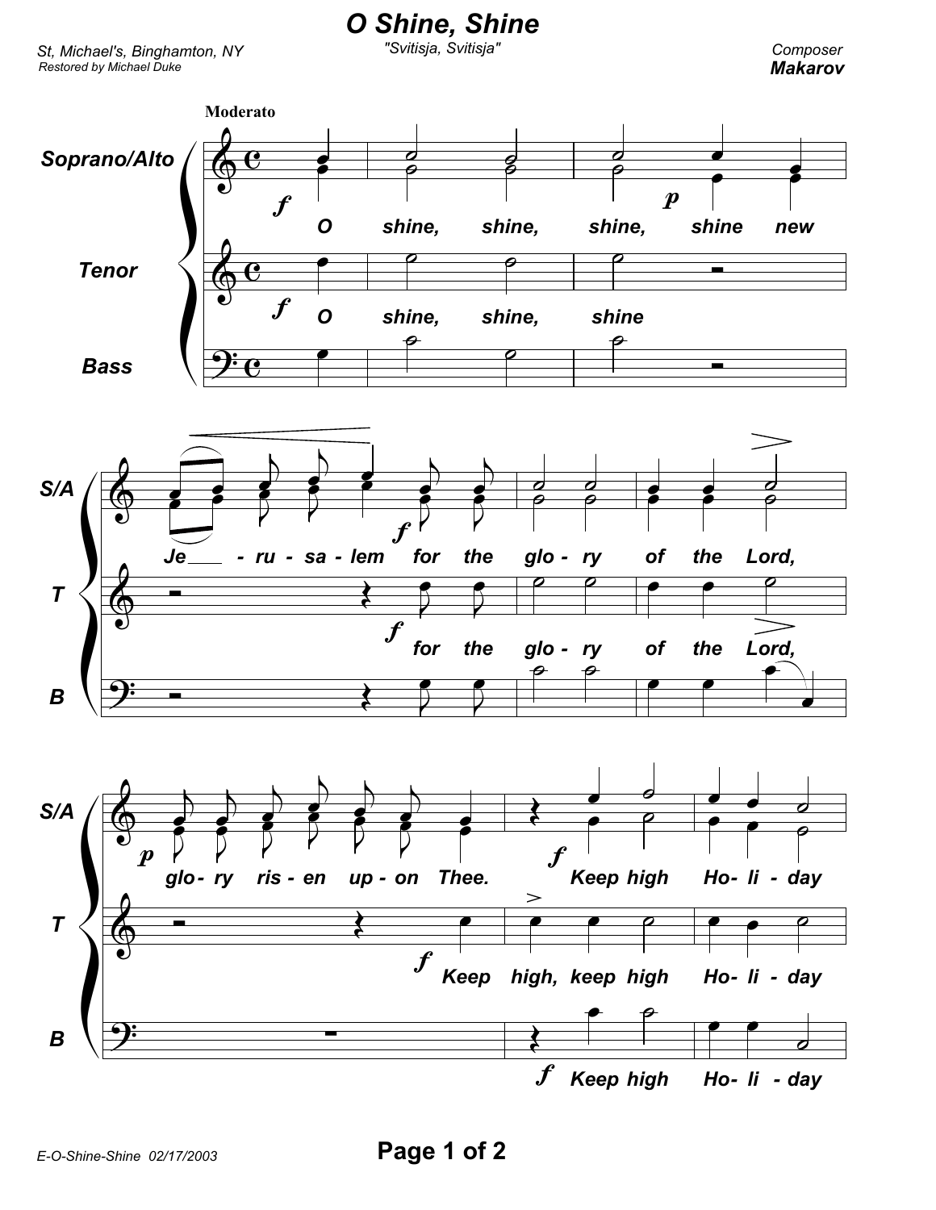# O Shine, Shine

*"Svitisja, Svitisja"*

*St, Michael's, Binghamton, NY*
*Restored by Michael Duke*

*Composer*
***Makarov***

**Moderato**

Soprano/Alto: O shine, shine, shine, shine new Je - ru - sa - lem for the glo - ry of the Lord, glo - ry ris - en up - on Thee. Keep high Ho - li - day

Tenor: O shine, shine, shine for the glo - ry of the Lord, Keep high, keep high Ho - li - day

Bass: Keep high Ho - li - day

E-O-Shine-Shine 02/17/2003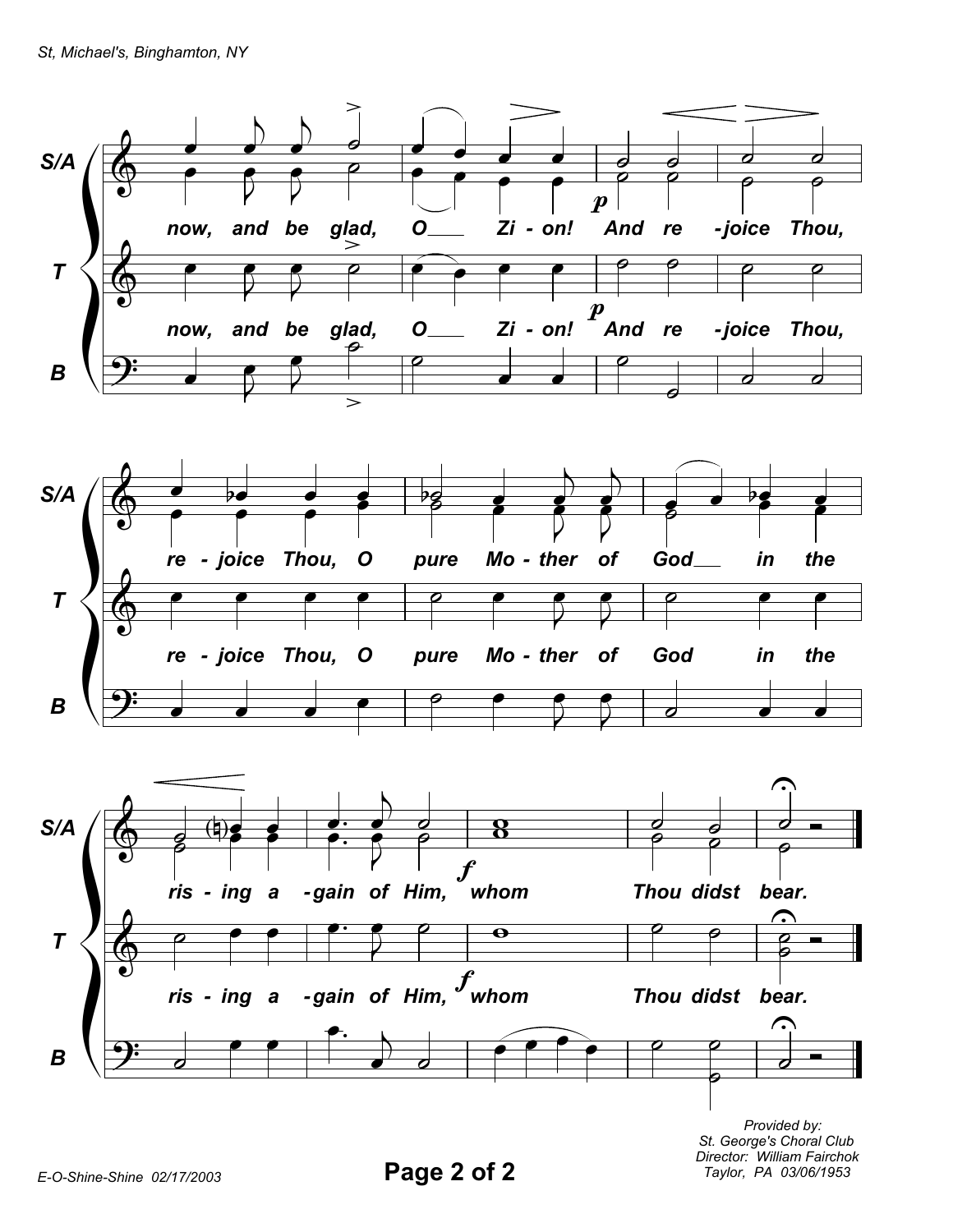St, Michael's, Binghamton, NY

S/A
T
B

now, and be glad, O___ Zi - on! And re - joice Thou,

now, and be glad, O___ Zi - on! And re - joice Thou,

re - joice Thou, O pure Mo - ther of God___ in the

re - joice Thou, O pure Mo - ther of God in the

ris - ing a - gain of Him, whom Thou didst bear.

ris - ing a - gain of Him, whom Thou didst bear.

E-O-Shine-Shine 02/17/2003

Provided by:
St. George's Choral Club
Director: William Fairchok
Taylor, PA 03/06/1953